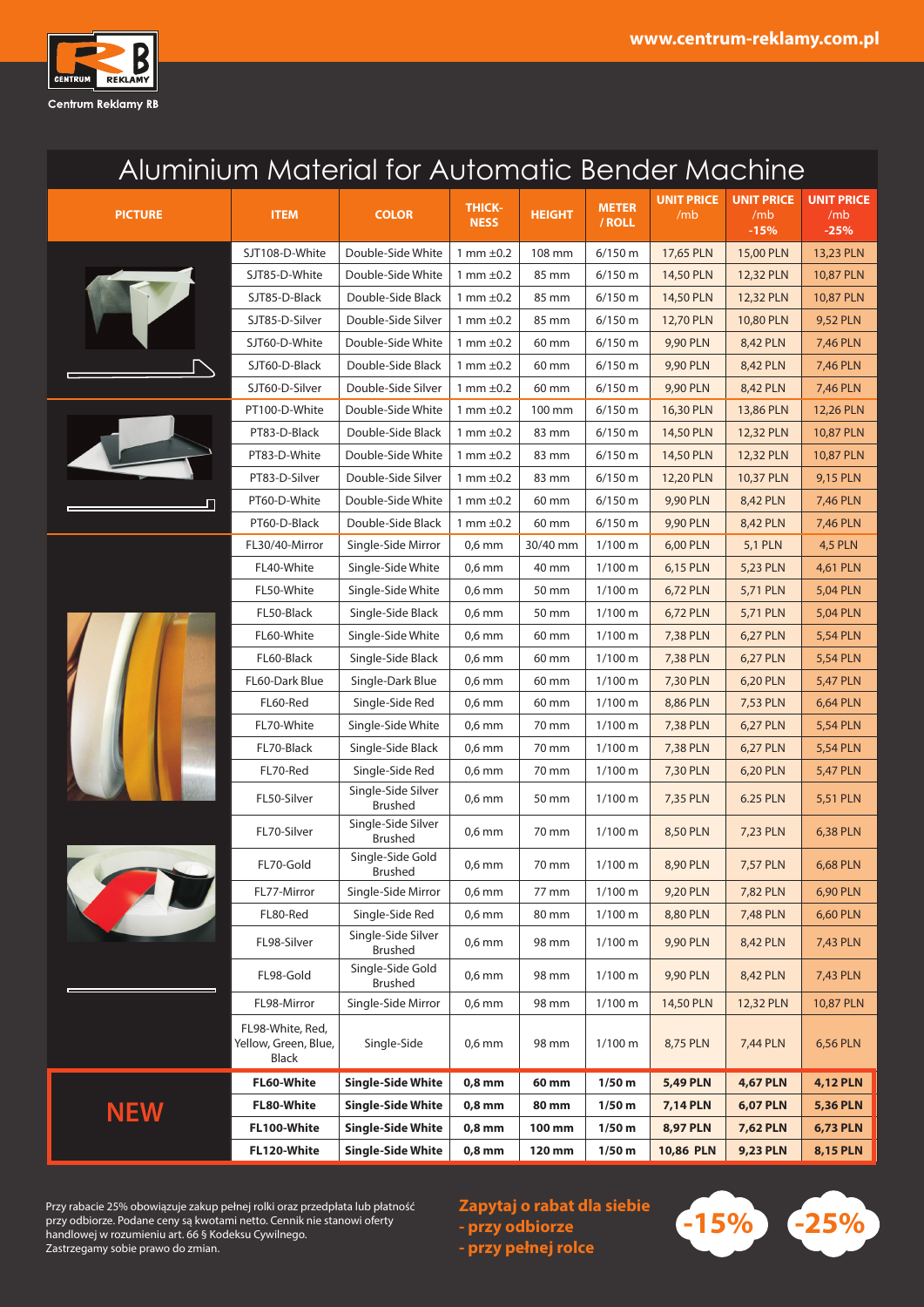www.centrum-reklamy.com.pl

Centrum Reklamy RB

# Aluminium Material for Automatic Bender Machine

| PICTURE | ITEM | COLOR | THICKNESS | HEIGHT | METER / ROLL | UNIT PRICE /mb | UNIT PRICE /mb -15% | UNIT PRICE /mb -25% |
|---|---|---|---|---|---|---|---|---|
| | SJT108-D-White | Double-Side White | 1 mm ±0.2 | 108 mm | 6/150 m | 17,65 PLN | 15,00 PLN | 13,23 PLN |
| | SJT85-D-White | Double-Side White | 1 mm ±0.2 | 85 mm | 6/150 m | 14,50 PLN | 12,32 PLN | 10,87 PLN |
| | SJT85-D-Black | Double-Side Black | 1 mm ±0.2 | 85 mm | 6/150 m | 14,50 PLN | 12,32 PLN | 10,87 PLN |
| | SJT85-D-Silver | Double-Side Silver | 1 mm ±0.2 | 85 mm | 6/150 m | 12,70 PLN | 10,80 PLN | 9,52 PLN |
| | SJT60-D-White | Double-Side White | 1 mm ±0.2 | 60 mm | 6/150 m | 9,90 PLN | 8,42 PLN | 7,46 PLN |
| | SJT60-D-Black | Double-Side Black | 1 mm ±0.2 | 60 mm | 6/150 m | 9,90 PLN | 8,42 PLN | 7,46 PLN |
| | SJT60-D-Silver | Double-Side Silver | 1 mm ±0.2 | 60 mm | 6/150 m | 9,90 PLN | 8,42 PLN | 7,46 PLN |
| | PT100-D-White | Double-Side White | 1 mm ±0.2 | 100 mm | 6/150 m | 16,30 PLN | 13,86 PLN | 12,26 PLN |
| | PT83-D-Black | Double-Side Black | 1 mm ±0.2 | 83 mm | 6/150 m | 14,50 PLN | 12,32 PLN | 10,87 PLN |
| | PT83-D-White | Double-Side White | 1 mm ±0.2 | 83 mm | 6/150 m | 14,50 PLN | 12,32 PLN | 10,87 PLN |
| | PT83-D-Silver | Double-Side Silver | 1 mm ±0.2 | 83 mm | 6/150 m | 12,20 PLN | 10,37 PLN | 9,15 PLN |
| | PT60-D-White | Double-Side White | 1 mm ±0.2 | 60 mm | 6/150 m | 9,90 PLN | 8,42 PLN | 7,46 PLN |
| | PT60-D-Black | Double-Side Black | 1 mm ±0.2 | 60 mm | 6/150 m | 9,90 PLN | 8,42 PLN | 7,46 PLN |
| | FL30/40-Mirror | Single-Side Mirror | 0,6 mm | 30/40 mm | 1/100 m | 6,00 PLN | 5,1 PLN | 4,5 PLN |
| | FL40-White | Single-Side White | 0,6 mm | 40 mm | 1/100 m | 6,15 PLN | 5,23 PLN | 4,61 PLN |
| | FL50-White | Single-Side White | 0,6 mm | 50 mm | 1/100 m | 6,72 PLN | 5,71 PLN | 5,04 PLN |
| | FL50-Black | Single-Side Black | 0,6 mm | 50 mm | 1/100 m | 6,72 PLN | 5,71 PLN | 5,04 PLN |
| | FL60-White | Single-Side White | 0,6 mm | 60 mm | 1/100 m | 7,38 PLN | 6,27 PLN | 5,54 PLN |
| | FL60-Black | Single-Side Black | 0,6 mm | 60 mm | 1/100 m | 7,38 PLN | 6,27 PLN | 5,54 PLN |
| | FL60-Dark Blue | Single-Dark Blue | 0,6 mm | 60 mm | 1/100 m | 7,30 PLN | 6,20 PLN | 5,47 PLN |
| | FL60-Red | Single-Side Red | 0,6 mm | 60 mm | 1/100 m | 8,86 PLN | 7,53 PLN | 6,64 PLN |
| | FL70-White | Single-Side White | 0,6 mm | 70 mm | 1/100 m | 7,38 PLN | 6,27 PLN | 5,54 PLN |
| | FL70-Black | Single-Side Black | 0,6 mm | 70 mm | 1/100 m | 7,38 PLN | 6,27 PLN | 5,54 PLN |
| | FL70-Red | Single-Side Red | 0,6 mm | 70 mm | 1/100 m | 7,30 PLN | 6,20 PLN | 5,47 PLN |
| | FL50-Silver | Single-Side Silver Brushed | 0,6 mm | 50 mm | 1/100 m | 7,35 PLN | 6.25 PLN | 5,51 PLN |
| | FL70-Silver | Single-Side Silver Brushed | 0,6 mm | 70 mm | 1/100 m | 8,50 PLN | 7,23 PLN | 6,38 PLN |
| | FL70-Gold | Single-Side Gold Brushed | 0,6 mm | 70 mm | 1/100 m | 8,90 PLN | 7,57 PLN | 6,68 PLN |
| | FL77-Mirror | Single-Side Mirror | 0,6 mm | 77 mm | 1/100 m | 9,20 PLN | 7,82 PLN | 6,90 PLN |
| | FL80-Red | Single-Side Red | 0,6 mm | 80 mm | 1/100 m | 8,80 PLN | 7,48 PLN | 6,60 PLN |
| | FL98-Silver | Single-Side Silver Brushed | 0,6 mm | 98 mm | 1/100 m | 9,90 PLN | 8,42 PLN | 7,43 PLN |
| | FL98-Gold | Single-Side Gold Brushed | 0,6 mm | 98 mm | 1/100 m | 9,90 PLN | 8,42 PLN | 7,43 PLN |
| | FL98-Mirror | Single-Side Mirror | 0,6 mm | 98 mm | 1/100 m | 14,50 PLN | 12,32 PLN | 10,87 PLN |
| | FL98-White, Red, Yellow, Green, Blue, Black | Single-Side | 0,6 mm | 98 mm | 1/100 m | 8,75 PLN | 7,44 PLN | 6,56 PLN |
| **NEW** | **FL60-White** | **Single-Side White** | **0,8 mm** | **60 mm** | **1/50 m** | **5,49 PLN** | **4,67 PLN** | **4,12 PLN** |
| | **FL80-White** | **Single-Side White** | **0,8 mm** | **80 mm** | **1/50 m** | **7,14 PLN** | **6,07 PLN** | **5,36 PLN** |
| | **FL100-White** | **Single-Side White** | **0,8 mm** | **100 mm** | **1/50 m** | **8,97 PLN** | **7,62 PLN** | **6,73 PLN** |
| | **FL120-White** | **Single-Side White** | **0,8 mm** | **120 mm** | **1/50 m** | **10,86 PLN** | **9,23 PLN** | **8,15 PLN** |

Przy rabacie 25% obowiązuje zakup pełnej rolki oraz przedpłata lub płatność przy odbiorze. Podane ceny są kwotami netto. Cennik nie stanowi oferty handlowej w rozumieniu art. 66 § Kodeksu Cywilnego. Zastrzegamy sobie prawo do zmian.

**Zapytaj o rabat dla siebie**
**- przy odbiorze**
**- przy pełnej rolce**

**-15%** **-25%**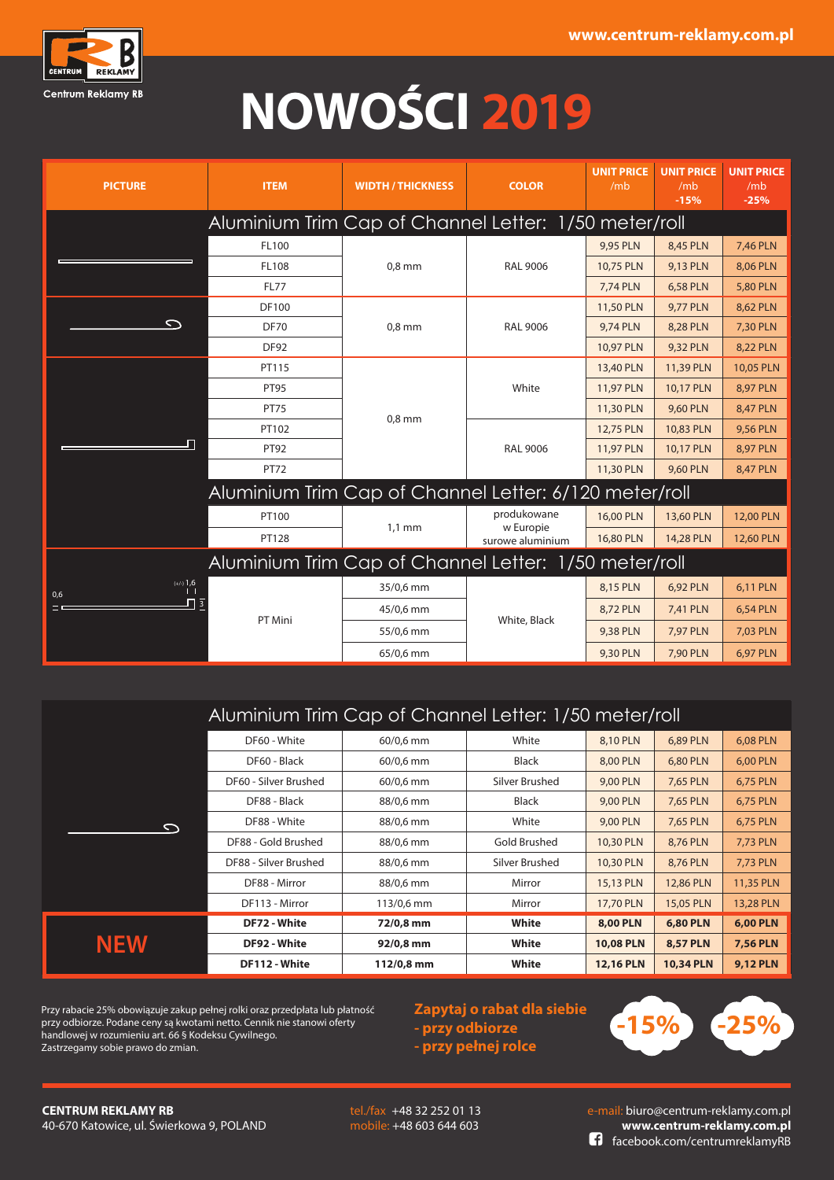Centrum Reklamy RB

# NOWOŚCI 2019

| PICTURE | ITEM | WIDTH / THICKNESS | COLOR | UNIT PRICE /mb | UNIT PRICE /mb -15% | UNIT PRICE /mb -25% |
|---|---|---|---|---|---|---|
| Aluminium Trim Cap of Channel Letter: 1/50 meter/roll | | | | | | |
| | FL100 | 0,8 mm | RAL 9006 | 9,95 PLN | 8,45 PLN | 7,46 PLN |
| | FL108 | | | 10,75 PLN | 9,13 PLN | 8,06 PLN |
| | FL77 | | | 7,74 PLN | 6,58 PLN | 5,80 PLN |
| | DF100 | 0,8 mm | RAL 9006 | 11,50 PLN | 9,77 PLN | 8,62 PLN |
| | DF70 | | | 9,74 PLN | 8,28 PLN | 7,30 PLN |
| | DF92 | | | 10,97 PLN | 9,32 PLN | 8,22 PLN |
| | PT115 | 0,8 mm | White | 13,40 PLN | 11,39 PLN | 10,05 PLN |
| | PT95 | | | 11,97 PLN | 10,17 PLN | 8,97 PLN |
| | PT75 | | | 11,30 PLN | 9,60 PLN | 8,47 PLN |
| | PT102 | | RAL 9006 | 12,75 PLN | 10,83 PLN | 9,56 PLN |
| | PT92 | | | 11,97 PLN | 10,17 PLN | 8,97 PLN |
| | PT72 | | | 11,30 PLN | 9,60 PLN | 8,47 PLN |
| Aluminium Trim Cap of Channel Letter: 6/120 meter/roll | | | | | | |
| | PT100 | 1,1 mm | produkowane w Europie surowe aluminium | 16,00 PLN | 13,60 PLN | 12,00 PLN |
| | PT128 | | | 16,80 PLN | 14,28 PLN | 12,60 PLN |
| Aluminium Trim Cap of Channel Letter: 1/50 meter/roll | | | | | | |
| 0,6 (+/-) 1,6 3 | PT Mini | 35/0,6 mm | White, Black | 8,15 PLN | 6,92 PLN | 6,11 PLN |
| | | 45/0,6 mm | | 8,72 PLN | 7,41 PLN | 6,54 PLN |
| | | 55/0,6 mm | | 9,38 PLN | 7,97 PLN | 7,03 PLN |
| | | 65/0,6 mm | | 9,30 PLN | 7,90 PLN | 6,97 PLN |

| | | | | | | |
|---|---|---|---|---|---|---|
| Aluminium Trim Cap of Channel Letter: 1/50 meter/roll | | | | | | |
| | DF60 - White | 60/0,6 mm | White | 8,10 PLN | 6,89 PLN | 6,08 PLN |
| | DF60 - Black | 60/0,6 mm | Black | 8,00 PLN | 6,80 PLN | 6,00 PLN |
| | DF60 - Silver Brushed | 60/0,6 mm | Silver Brushed | 9,00 PLN | 7,65 PLN | 6,75 PLN |
| | DF88 - Black | 88/0,6 mm | Black | 9,00 PLN | 7,65 PLN | 6,75 PLN |
| | DF88 - White | 88/0,6 mm | White | 9,00 PLN | 7,65 PLN | 6,75 PLN |
| | DF88 - Gold Brushed | 88/0,6 mm | Gold Brushed | 10,30 PLN | 8,76 PLN | 7,73 PLN |
| | DF88 - Silver Brushed | 88/0,6 mm | Silver Brushed | 10,30 PLN | 8,76 PLN | 7,73 PLN |
| | DF88 - Mirror | 88/0,6 mm | Mirror | 15,13 PLN | 12,86 PLN | 11,35 PLN |
| | DF113 - Mirror | 113/0,6 mm | Mirror | 17,70 PLN | 15,05 PLN | 13,28 PLN |
| **NEW** | **DF72 - White** | **72/0,8 mm** | **White** | **8,00 PLN** | **6,80 PLN** | **6,00 PLN** |
| | **DF92 - White** | **92/0,8 mm** | **White** | **10,08 PLN** | **8,57 PLN** | **7,56 PLN** |
| | **DF112 - White** | **112/0,8 mm** | **White** | **12,16 PLN** | **10,34 PLN** | **9,12 PLN** |

Przy rabacie 25% obowiązuje zakup pełnej rolki oraz przedpłata lub płatność przy odbiorze. Podane ceny są kwotami netto. Cennik nie stanowi oferty handlowej w rozumieniu art. 66 § Kodeksu Cywilnego. Zastrzegamy sobie prawo do zmian.

**Zapytaj o rabat dla siebie**
**- przy odbiorze**
**- przy pełnej rolce**

**-15%** **-25%**

**CENTRUM REKLAMY RB**
40-670 Katowice, ul. Świerkowa 9, POLAND

tel./fax +48 32 252 01 13
mobile: +48 603 644 603

e-mail: biuro@centrum-reklamy.com.pl
**www.centrum-reklamy.com.pl**
facebook.com/centrumreklamyRB